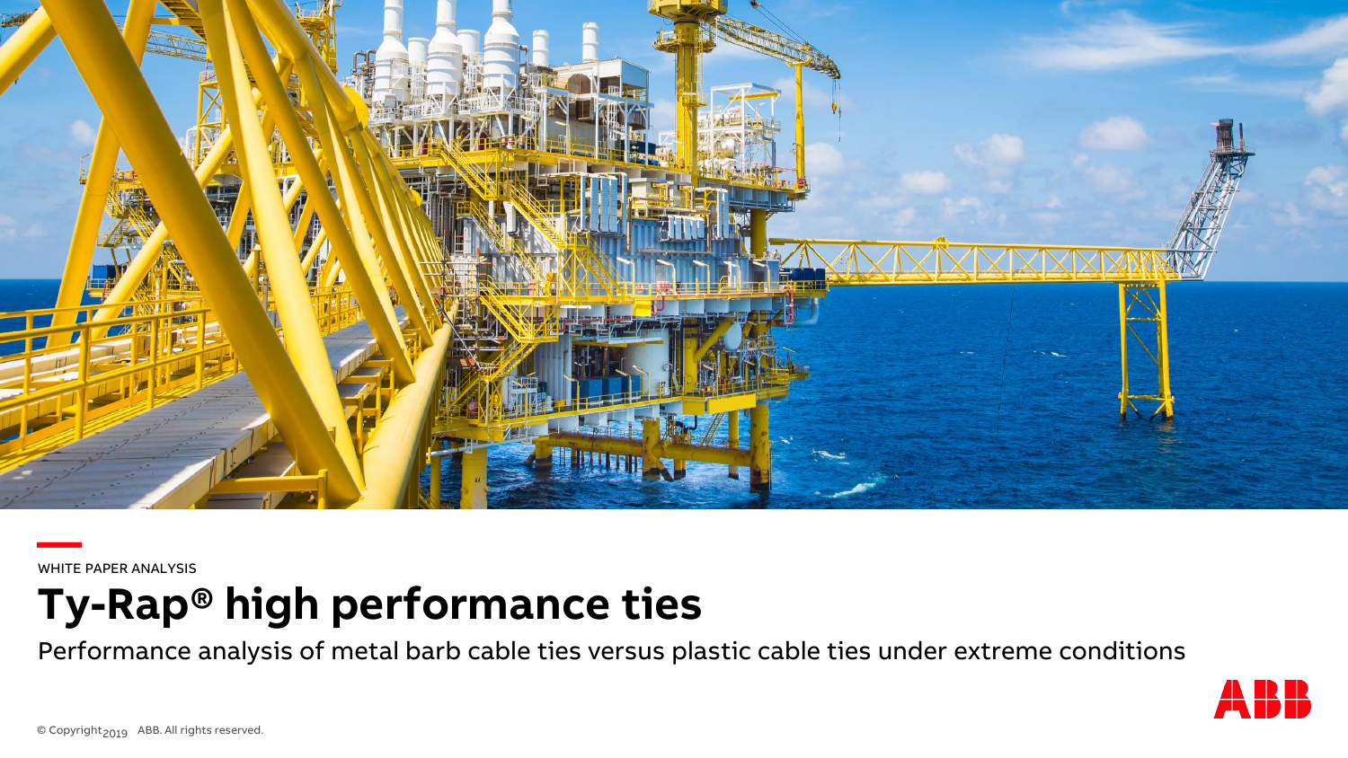WHITE PAPER ANALYSIS

# Ty-Rap® high performance ties

Performance analysis of metal barb cable ties versus plastic cable ties under extreme conditions

© Copyright 2019 ABB. All rights reserved.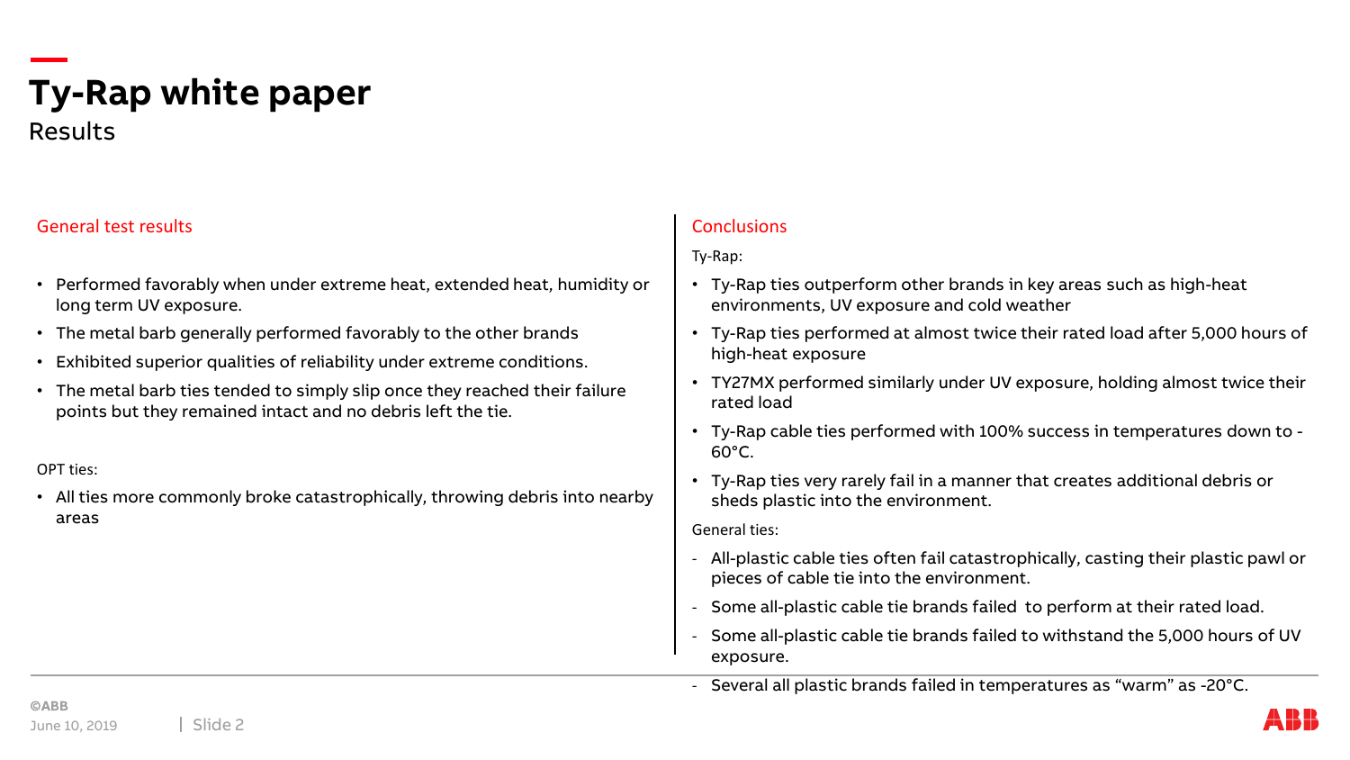# Ty-Rap white paper

Results

## General test results

- Performed favorably when under extreme heat, extended heat, humidity or long term UV exposure.
- The metal barb generally performed favorably to the other brands
- Exhibited superior qualities of reliability under extreme conditions.
- The metal barb ties tended to simply slip once they reached their failure points but they remained intact and no debris left the tie.

OPT ties:

- All ties more commonly broke catastrophically, throwing debris into nearby areas

## Conclusions

Ty-Rap:

- Ty-Rap ties outperform other brands in key areas such as high-heat environments, UV exposure and cold weather
- Ty-Rap ties performed at almost twice their rated load after 5,000 hours of high-heat exposure
- TY27MX performed similarly under UV exposure, holding almost twice their rated load
- Ty-Rap cable ties performed with 100% success in temperatures down to -60°C.
- Ty-Rap ties very rarely fail in a manner that creates additional debris or sheds plastic into the environment.

General ties:

- All-plastic cable ties often fail catastrophically, casting their plastic pawl or pieces of cable tie into the environment.
- Some all-plastic cable tie brands failed to perform at their rated load.
- Some all-plastic cable tie brands failed to withstand the 5,000 hours of UV exposure.
- Several all plastic brands failed in temperatures as "warm" as -20°C.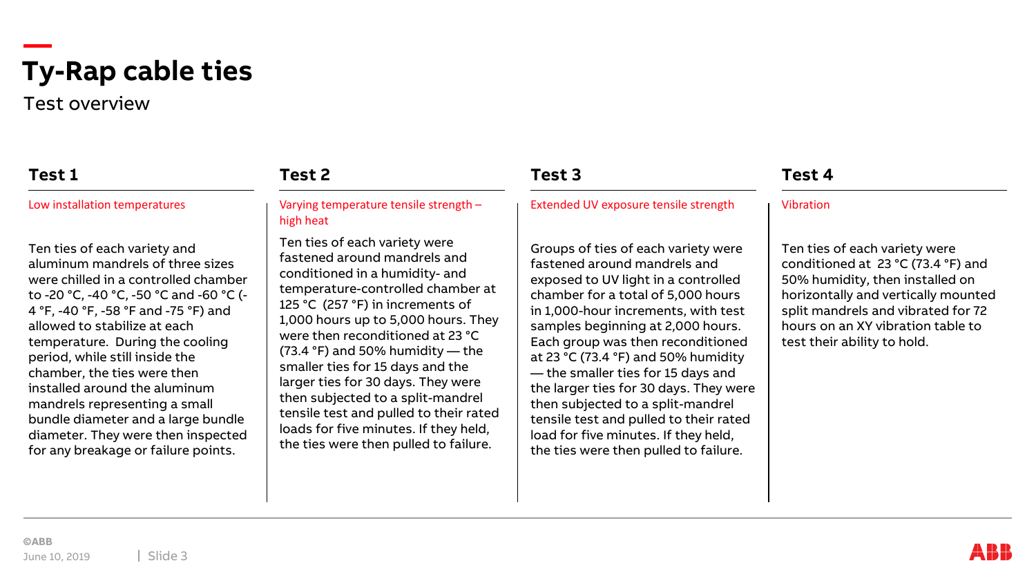# Ty-Rap cable ties

Test overview

## Test 1

Low installation temperatures

Ten ties of each variety and aluminum mandrels of three sizes were chilled in a controlled chamber to -20 °C, -40 °C, -50 °C and -60 °C (-4 °F, -40 °F, -58 °F and -75 °F) and allowed to stabilize at each temperature. During the cooling period, while still inside the chamber, the ties were then installed around the aluminum mandrels representing a small bundle diameter and a large bundle diameter. They were then inspected for any breakage or failure points.

## Test 2

Varying temperature tensile strength – high heat

Ten ties of each variety were fastened around mandrels and conditioned in a humidity- and temperature-controlled chamber at 125 °C (257 °F) in increments of 1,000 hours up to 5,000 hours. They were then reconditioned at 23 °C (73.4 °F) and 50% humidity — the smaller ties for 15 days and the larger ties for 30 days. They were then subjected to a split-mandrel tensile test and pulled to their rated loads for five minutes. If they held, the ties were then pulled to failure.

## Test 3

Extended UV exposure tensile strength

Groups of ties of each variety were fastened around mandrels and exposed to UV light in a controlled chamber for a total of 5,000 hours in 1,000-hour increments, with test samples beginning at 2,000 hours. Each group was then reconditioned at 23 °C (73.4 °F) and 50% humidity — the smaller ties for 15 days and the larger ties for 30 days. They were then subjected to a split-mandrel tensile test and pulled to their rated load for five minutes. If they held, the ties were then pulled to failure.

## Test 4

Vibration

Ten ties of each variety were conditioned at 23 °C (73.4 °F) and 50% humidity, then installed on horizontally and vertically mounted split mandrels and vibrated for 72 hours on an XY vibration table to test their ability to hold.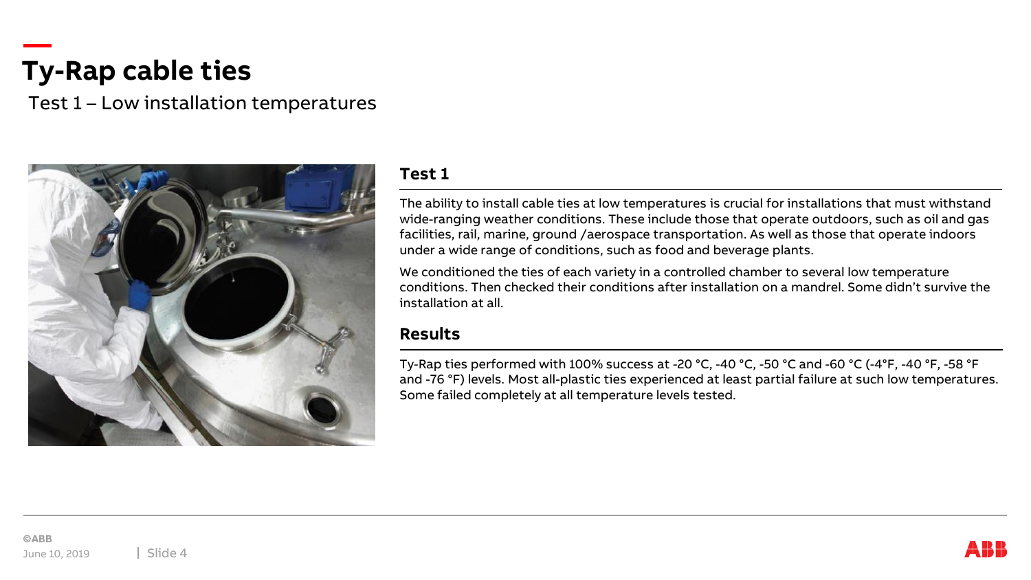# Ty-Rap cable ties

Test 1 – Low installation temperatures

## Test 1

The ability to install cable ties at low temperatures is crucial for installations that must withstand wide-ranging weather conditions. These include those that operate outdoors, such as oil and gas facilities, rail, marine, ground /aerospace transportation. As well as those that operate indoors under a wide range of conditions, such as food and beverage plants.

We conditioned the ties of each variety in a controlled chamber to several low temperature conditions. Then checked their conditions after installation on a mandrel. Some didn't survive the installation at all.

## Results

Ty-Rap ties performed with 100% success at -20 °C, -40 °C, -50 °C and -60 °C (-4°F, -40 °F, -58 °F and -76 °F) levels. Most all-plastic ties experienced at least partial failure at such low temperatures. Some failed completely at all temperature levels tested.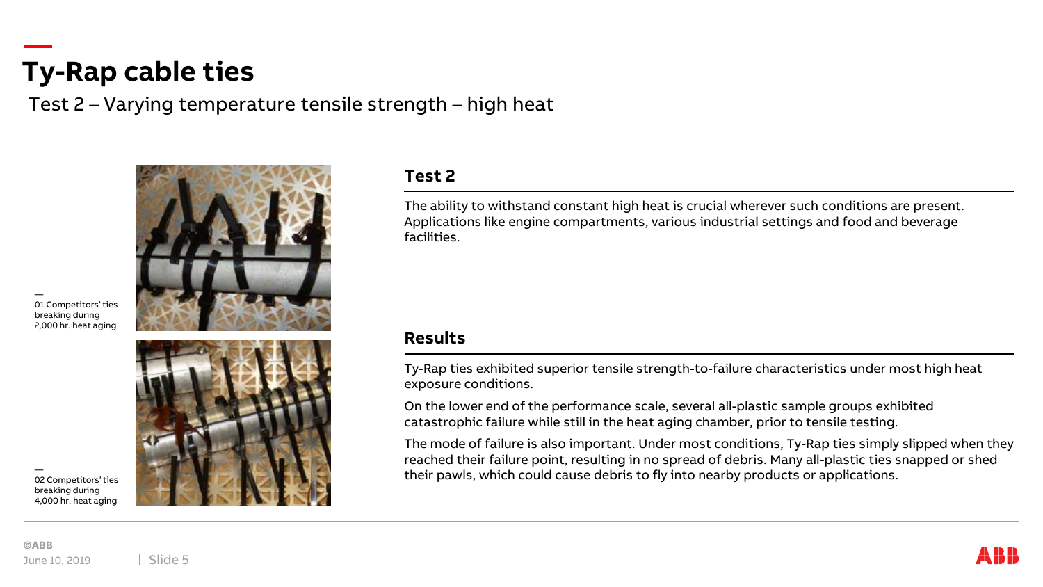# Ty-Rap cable ties

Test 2 – Varying temperature tensile strength – high heat

—
01 Competitors' ties breaking during 2,000 hr. heat aging

—
02 Competitors' ties breaking during 4,000 hr. heat aging

## Test 2

The ability to withstand constant high heat is crucial wherever such conditions are present. Applications like engine compartments, various industrial settings and food and beverage facilities.

## Results

Ty-Rap ties exhibited superior tensile strength-to-failure characteristics under most high heat exposure conditions.

On the lower end of the performance scale, several all-plastic sample groups exhibited catastrophic failure while still in the heat aging chamber, prior to tensile testing.

The mode of failure is also important. Under most conditions, Ty-Rap ties simply slipped when they reached their failure point, resulting in no spread of debris. Many all-plastic ties snapped or shed their pawls, which could cause debris to fly into nearby products or applications.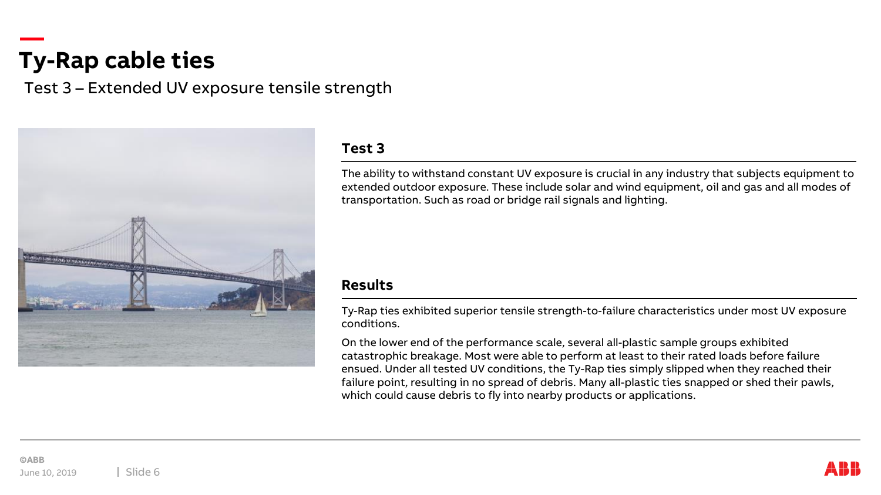# Ty-Rap cable ties

Test 3 – Extended UV exposure tensile strength

## Test 3

The ability to withstand constant UV exposure is crucial in any industry that subjects equipment to extended outdoor exposure. These include solar and wind equipment, oil and gas and all modes of transportation. Such as road or bridge rail signals and lighting.

## Results

Ty-Rap ties exhibited superior tensile strength-to-failure characteristics under most UV exposure conditions.

On the lower end of the performance scale, several all-plastic sample groups exhibited catastrophic breakage. Most were able to perform at least to their rated loads before failure ensued. Under all tested UV conditions, the Ty-Rap ties simply slipped when they reached their failure point, resulting in no spread of debris. Many all-plastic ties snapped or shed their pawls, which could cause debris to fly into nearby products or applications.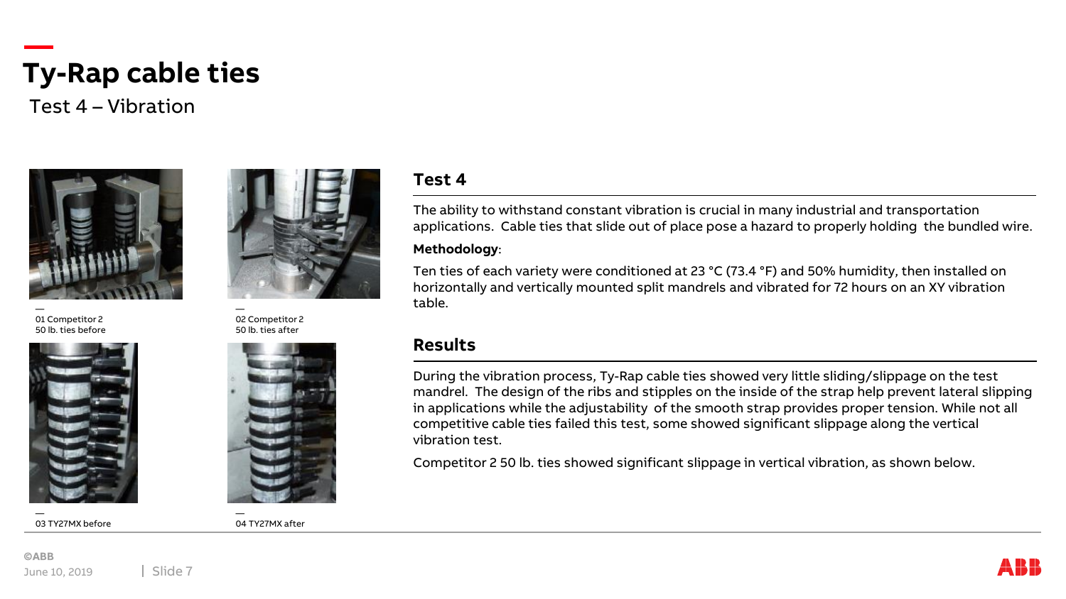# Ty-Rap cable ties

Test 4 – Vibration

—
01 Competitor 2
50 lb. ties before

—
02 Competitor 2
50 lb. ties after

—
03 TY27MX before

—
04 TY27MX after

## Test 4

The ability to withstand constant vibration is crucial in many industrial and transportation applications. Cable ties that slide out of place pose a hazard to properly holding the bundled wire.

**Methodology**:

Ten ties of each variety were conditioned at 23 °C (73.4 °F) and 50% humidity, then installed on horizontally and vertically mounted split mandrels and vibrated for 72 hours on an XY vibration table.

## Results

During the vibration process, Ty-Rap cable ties showed very little sliding/slippage on the test mandrel. The design of the ribs and stipples on the inside of the strap help prevent lateral slipping in applications while the adjustability of the smooth strap provides proper tension. While not all competitive cable ties failed this test, some showed significant slippage along the vertical vibration test.

Competitor 2 50 lb. ties showed significant slippage in vertical vibration, as shown below.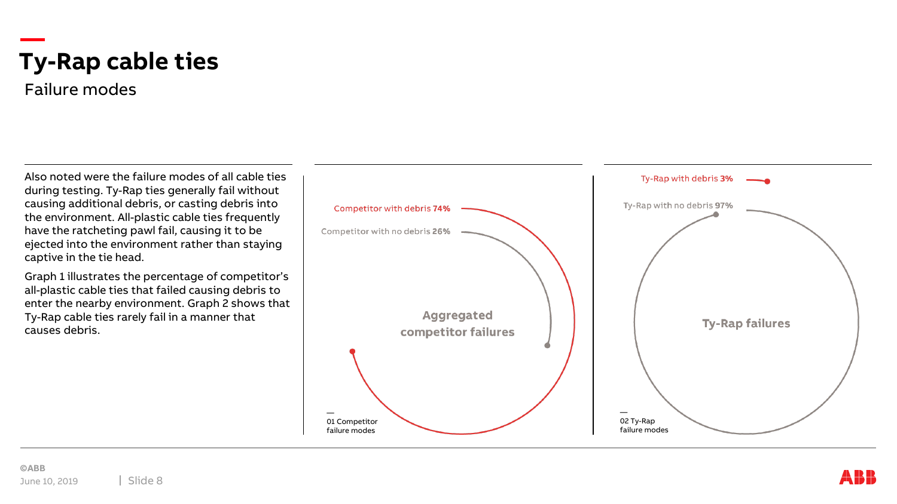# Ty-Rap cable ties

## Failure modes

Also noted were the failure modes of all cable ties during testing. Ty-Rap ties generally fail without causing additional debris, or casting debris into the environment. All-plastic cable ties frequently have the ratcheting pawl fail, causing it to be ejected into the environment rather than staying captive in the tie head.

Graph 1 illustrates the percentage of competitor's all-plastic cable ties that failed causing debris to enter the nearby environment. Graph 2 shows that Ty-Rap cable ties rarely fail in a manner that causes debris.

Competitor with debris **74%**

Competitor with no debris **26%**

**Aggregated competitor failures**

01 Competitor failure modes

Ty-Rap with debris **3%**

Ty-Rap with no debris **97%**

**Ty-Rap failures**

02 Ty-Rap failure modes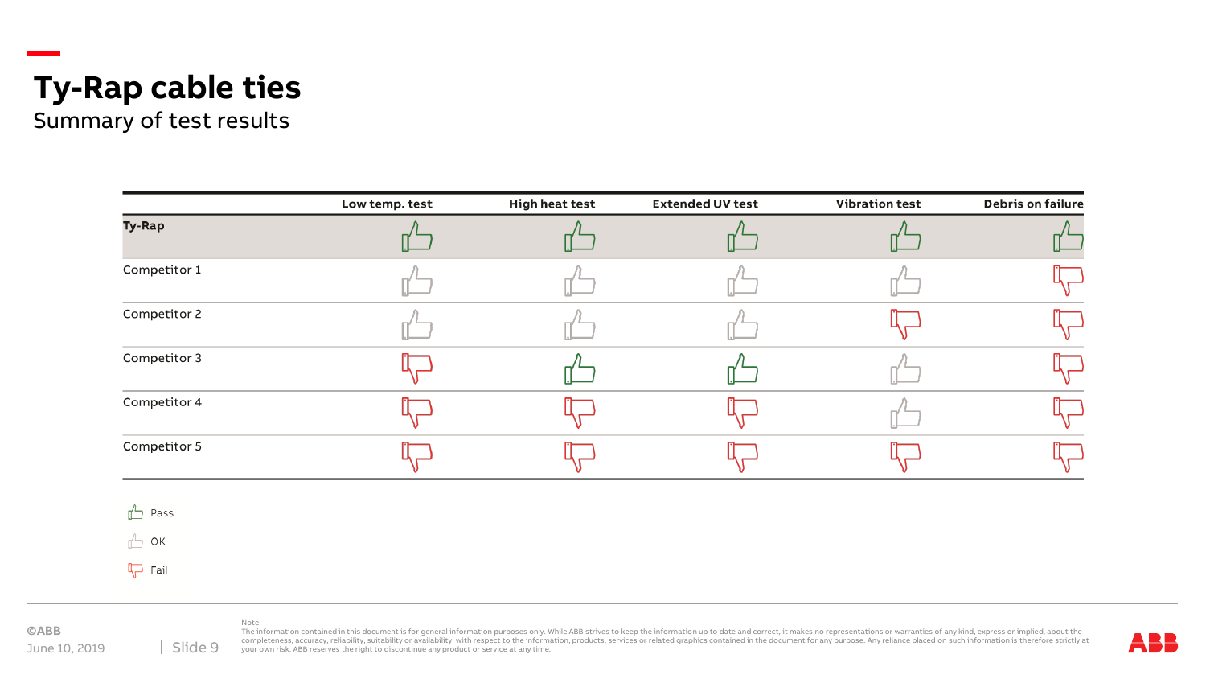# Ty-Rap cable ties

## Summary of test results

| | Low temp. test | High heat test | Extended UV test | Vibration test | Debris on failure |
|---|---|---|---|---|---|
| **Ty-Rap** | Pass | Pass | Pass | Pass | Pass |
| Competitor 1 | OK | OK | OK | OK | Fail |
| Competitor 2 | OK | OK | OK | Fail | Fail |
| Competitor 3 | Fail | Pass | Pass | OK | Fail |
| Competitor 4 | Fail | Fail | Fail | OK | Fail |
| Competitor 5 | Fail | Fail | Fail | Fail | Fail |

- Pass
- OK
- Fail

©ABB
June 10, 2019

Note:
The information contained in this document is for general information purposes only. While ABB strives to keep the information up to date and correct, it makes no representations or warranties of any kind, express or implied, about the completeness, accuracy, reliability, suitability or availability with respect to the information, products, services or related graphics contained in the document for any purpose. Any reliance placed on such information is therefore strictly at your own risk. ABB reserves the right to discontinue any product or service at any time.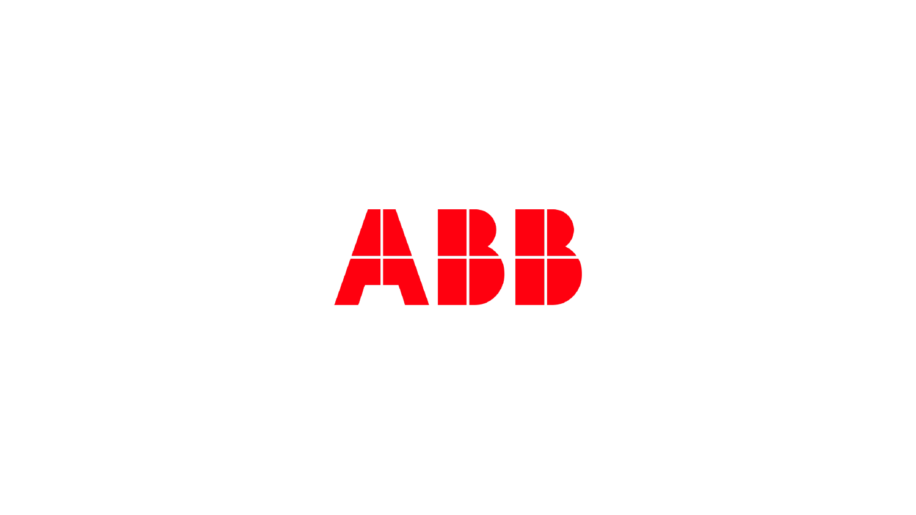ABB